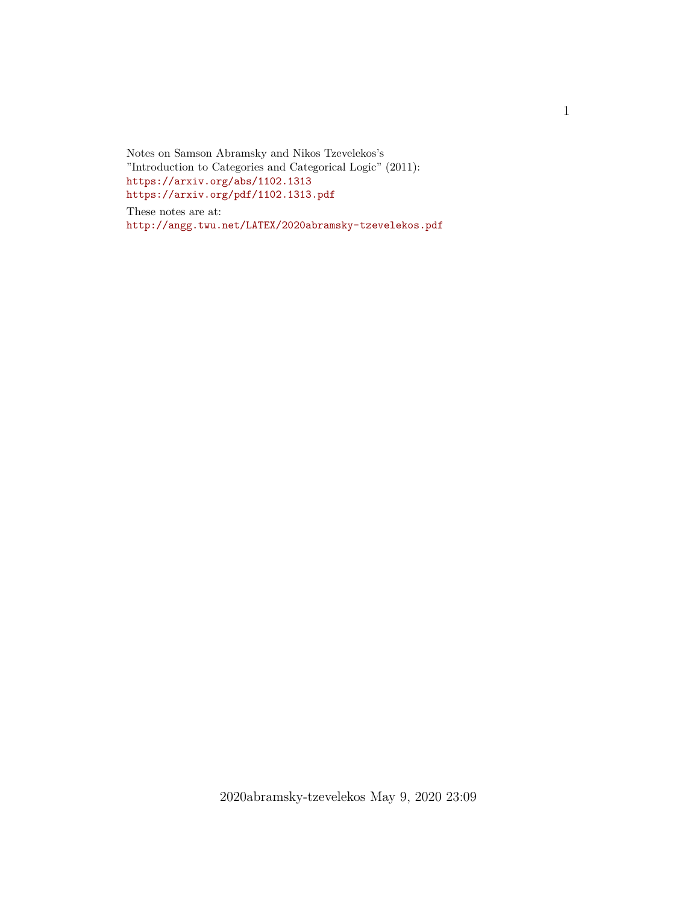Notes on Samson Abramsky and Nikos Tzevelekos's
"Introduction to Categories and Categorical Logic" (2011):
https://arxiv.org/abs/1102.1313
https://arxiv.org/pdf/1102.1313.pdf

These notes are at:
http://angg.twu.net/LATEX/2020abramsky-tzevelekos.pdf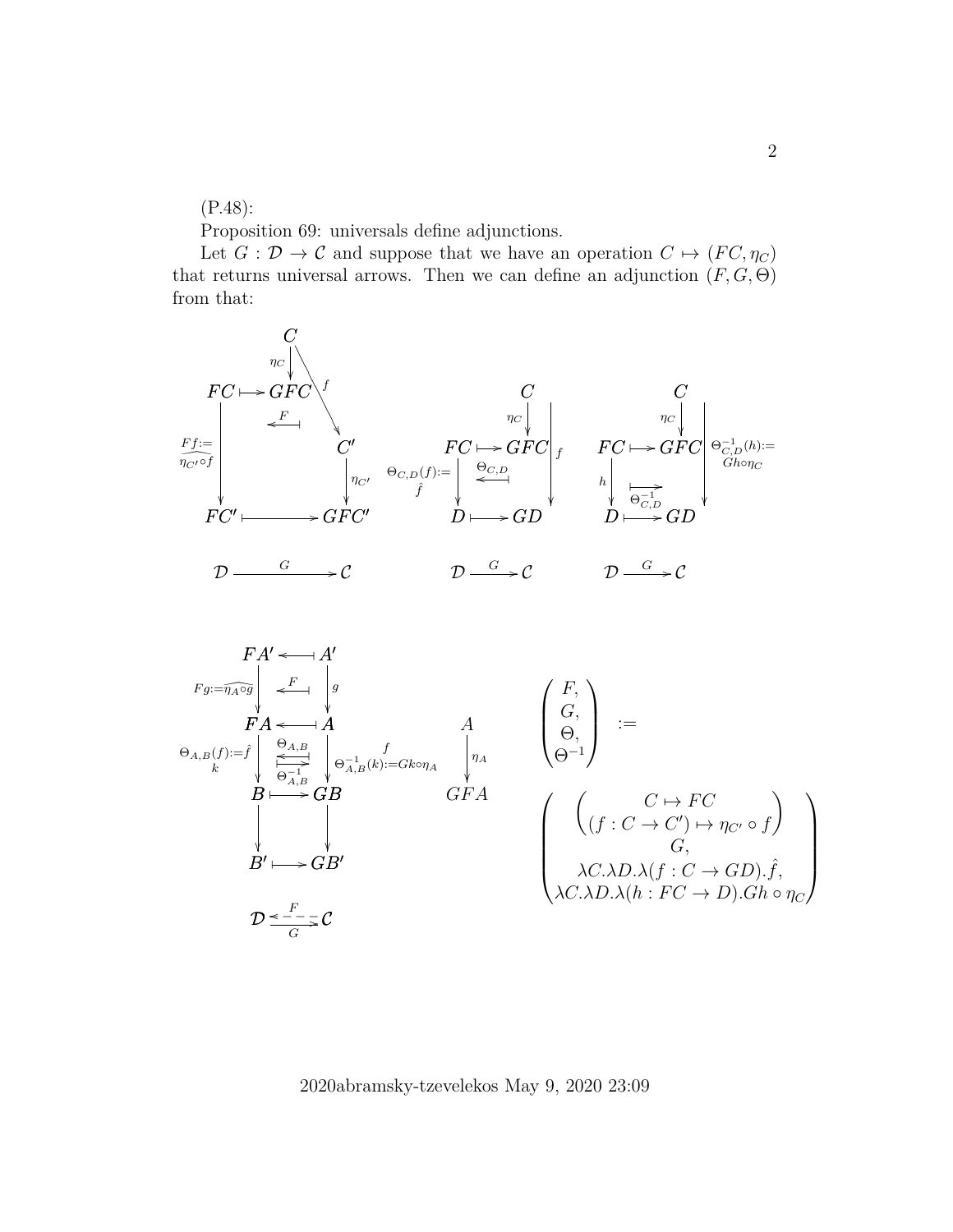(P.48):

Proposition 69: universals define adjunctions.

Let $G : \mathcal{D} \to \mathcal{C}$ and suppose that we have an operation $C \mapsto (FC, \eta_C)$ that returns universal arrows. Then we can define an adjunction $(F, G, \Theta)$ from that:

$C \xrightarrow{\eta_C} GFC$, $FC \mapsto GFC$, $C \xrightarrow{f} C'$, $C' \xrightarrow{\eta_{C'}} GFC'$, $FC \xrightarrow{Ff := \widehat{\eta_{C'} \circ f}} FC'$, $FC' \mapsto GFC'$

$\mathcal{D} \xrightarrow{G} \mathcal{C}$

$C \xrightarrow{\eta_C} GFC$, $FC \mapsto GFC$, $C \xrightarrow{f} GD$, $FC \xrightarrow{\Theta_{C,D}(f) := \hat{f}} D$, $D \mapsto GD$

$\mathcal{D} \xrightarrow{G} \mathcal{C}$

$C \xrightarrow{\eta_C} GFC$, $FC \mapsto GFC$, $FC \xrightarrow{h} D$, $D \mapsto GD$, $C \xrightarrow{\Theta^{-1}_{C,D}(h) := Gh \circ \eta_C} GD$

$\mathcal{D} \xrightarrow{G} \mathcal{C}$

$FA' \leftarrow A'$, $A' \xrightarrow{g} A$, $FA' \xrightarrow{Fg := \widehat{\eta_A \circ g}} FA$, $FA \leftarrow A$

$FA \xrightarrow{\Theta_{A,B}(f) := \hat{f}} B$ ($k$), $A \xrightarrow{f} GB$ ($\Theta^{-1}_{A,B}(k) := Gk \circ \eta_A$), $B \mapsto GB$

$B \to B'$, $GB \to GB'$, $B' \mapsto GB'$

$A \xrightarrow{\eta_A} GFA$

$\mathcal{D} \underset{G}{\overset{F}{\rightleftarrows}} \mathcal{C}$

$$\begin{pmatrix} F, \\ G, \\ \Theta, \\ \Theta^{-1} \end{pmatrix} := \begin{pmatrix} \begin{pmatrix} C \mapsto FC \\ (f : C \to C') \mapsto \eta_{C'} \circ f \end{pmatrix} \\ G, \\ \lambda C. \lambda D. \lambda (f : C \to GD). \hat{f}, \\ \lambda C. \lambda D. \lambda (h : FC \to D). Gh \circ \eta_C \end{pmatrix}$$

2020abramsky-tzevelekos May 9, 2020 23:09